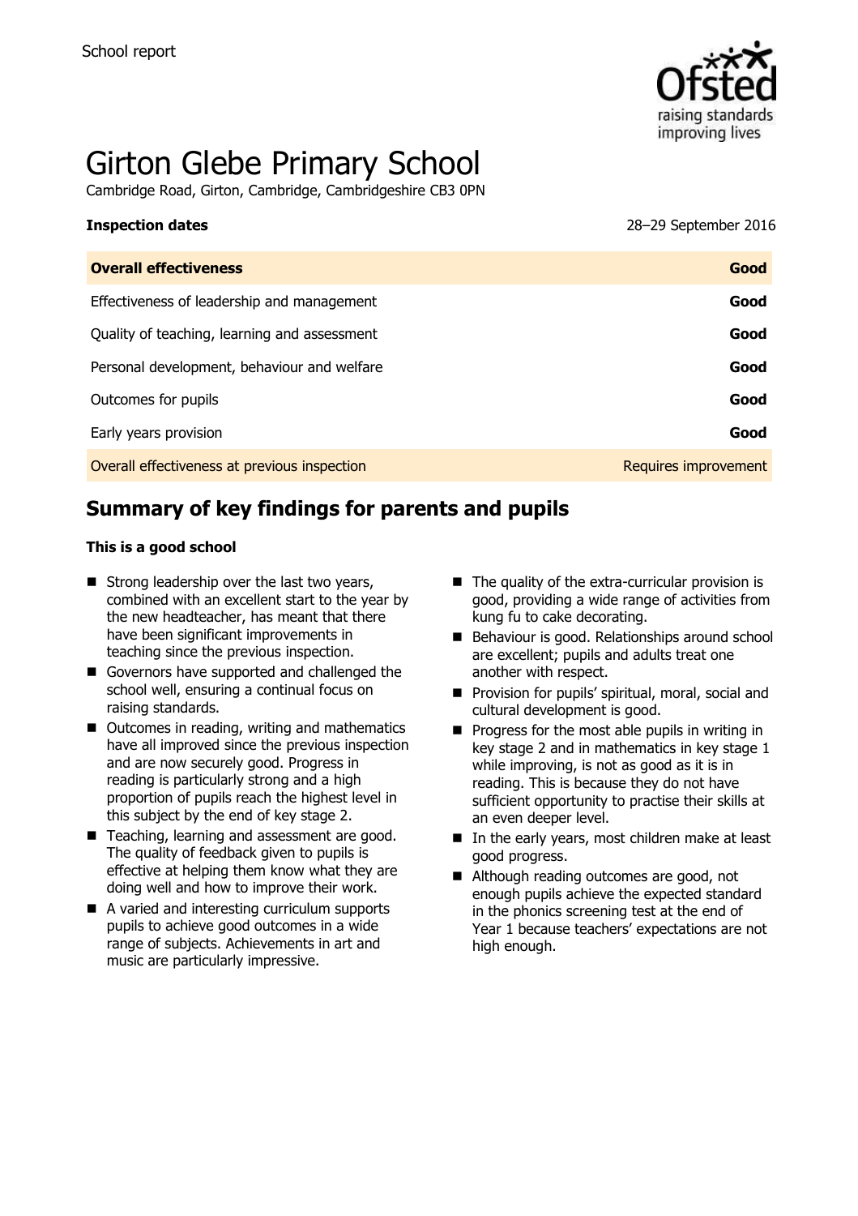School report

# Girton Glebe Primary School

Cambridge Road, Girton, Cambridge, Cambridgeshire CB3 0PN

**Inspection dates** 28–29 September 2016

| **Overall effectiveness** | **Good** |
|---|---|
| Effectiveness of leadership and management | **Good** |
| Quality of teaching, learning and assessment | **Good** |
| Personal development, behaviour and welfare | **Good** |
| Outcomes for pupils | **Good** |
| Early years provision | **Good** |
| Overall effectiveness at previous inspection | Requires improvement |

## Summary of key findings for parents and pupils

**This is a good school**

- Strong leadership over the last two years, combined with an excellent start to the year by the new headteacher, has meant that there have been significant improvements in teaching since the previous inspection.
- Governors have supported and challenged the school well, ensuring a continual focus on raising standards.
- Outcomes in reading, writing and mathematics have all improved since the previous inspection and are now securely good. Progress in reading is particularly strong and a high proportion of pupils reach the highest level in this subject by the end of key stage 2.
- Teaching, learning and assessment are good. The quality of feedback given to pupils is effective at helping them know what they are doing well and how to improve their work.
- A varied and interesting curriculum supports pupils to achieve good outcomes in a wide range of subjects. Achievements in art and music are particularly impressive.
- The quality of the extra-curricular provision is good, providing a wide range of activities from kung fu to cake decorating.
- Behaviour is good. Relationships around school are excellent; pupils and adults treat one another with respect.
- Provision for pupils' spiritual, moral, social and cultural development is good.
- Progress for the most able pupils in writing in key stage 2 and in mathematics in key stage 1 while improving, is not as good as it is in reading. This is because they do not have sufficient opportunity to practise their skills at an even deeper level.
- In the early years, most children make at least good progress.
- Although reading outcomes are good, not enough pupils achieve the expected standard in the phonics screening test at the end of Year 1 because teachers' expectations are not high enough.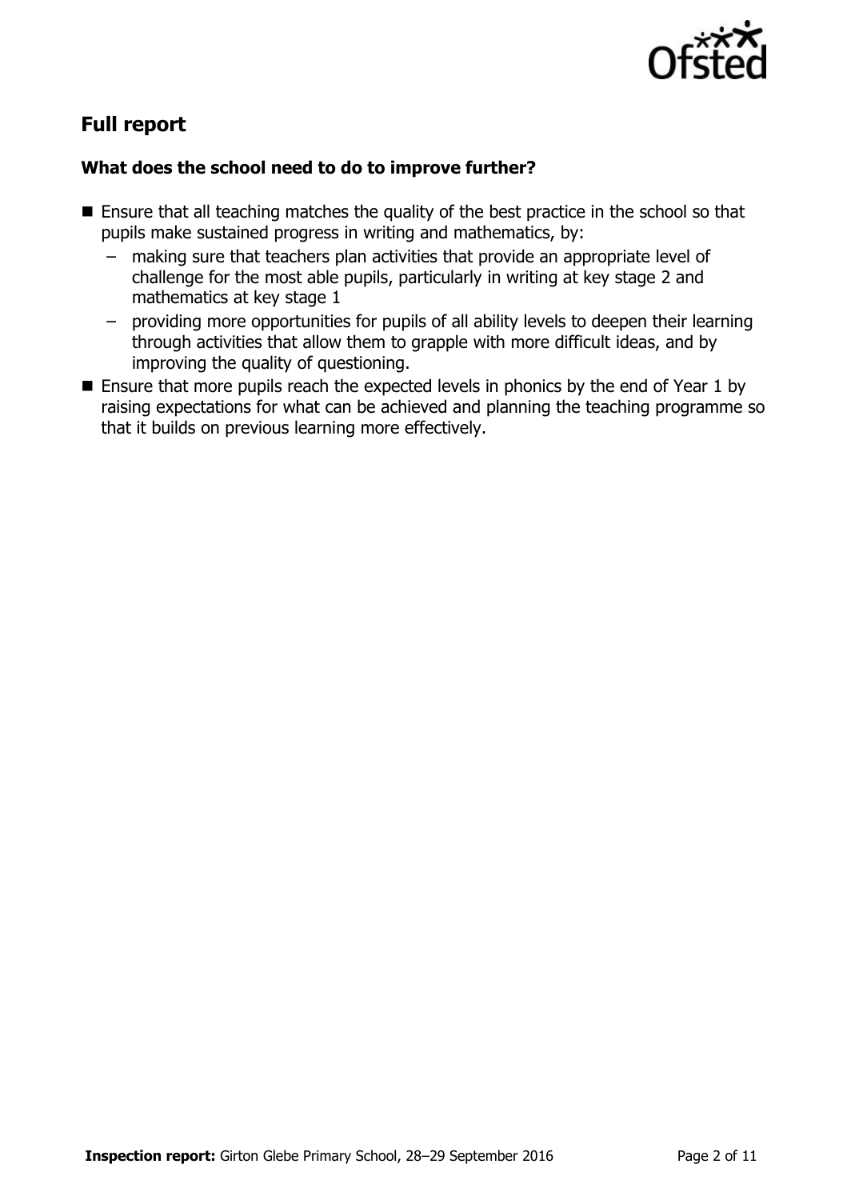## Full report

### What does the school need to do to improve further?

- Ensure that all teaching matches the quality of the best practice in the school so that pupils make sustained progress in writing and mathematics, by:
  - making sure that teachers plan activities that provide an appropriate level of challenge for the most able pupils, particularly in writing at key stage 2 and mathematics at key stage 1
  - providing more opportunities for pupils of all ability levels to deepen their learning through activities that allow them to grapple with more difficult ideas, and by improving the quality of questioning.
- Ensure that more pupils reach the expected levels in phonics by the end of Year 1 by raising expectations for what can be achieved and planning the teaching programme so that it builds on previous learning more effectively.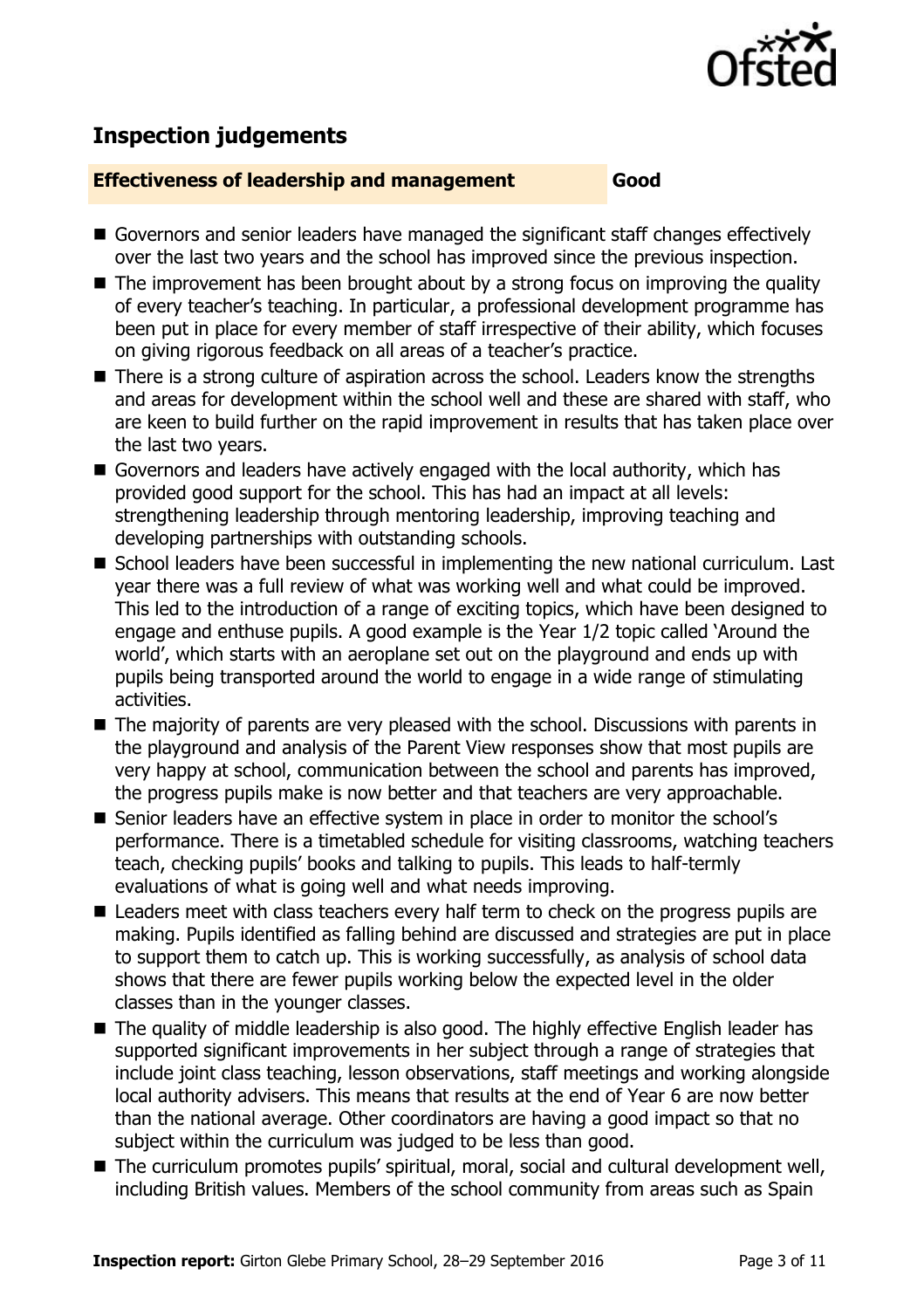## Inspection judgements

**Effectiveness of leadership and management** **Good**

- Governors and senior leaders have managed the significant staff changes effectively over the last two years and the school has improved since the previous inspection.
- The improvement has been brought about by a strong focus on improving the quality of every teacher's teaching. In particular, a professional development programme has been put in place for every member of staff irrespective of their ability, which focuses on giving rigorous feedback on all areas of a teacher's practice.
- There is a strong culture of aspiration across the school. Leaders know the strengths and areas for development within the school well and these are shared with staff, who are keen to build further on the rapid improvement in results that has taken place over the last two years.
- Governors and leaders have actively engaged with the local authority, which has provided good support for the school. This has had an impact at all levels: strengthening leadership through mentoring leadership, improving teaching and developing partnerships with outstanding schools.
- School leaders have been successful in implementing the new national curriculum. Last year there was a full review of what was working well and what could be improved. This led to the introduction of a range of exciting topics, which have been designed to engage and enthuse pupils. A good example is the Year 1/2 topic called 'Around the world', which starts with an aeroplane set out on the playground and ends up with pupils being transported around the world to engage in a wide range of stimulating activities.
- The majority of parents are very pleased with the school. Discussions with parents in the playground and analysis of the Parent View responses show that most pupils are very happy at school, communication between the school and parents has improved, the progress pupils make is now better and that teachers are very approachable.
- Senior leaders have an effective system in place in order to monitor the school's performance. There is a timetabled schedule for visiting classrooms, watching teachers teach, checking pupils' books and talking to pupils. This leads to half-termly evaluations of what is going well and what needs improving.
- Leaders meet with class teachers every half term to check on the progress pupils are making. Pupils identified as falling behind are discussed and strategies are put in place to support them to catch up. This is working successfully, as analysis of school data shows that there are fewer pupils working below the expected level in the older classes than in the younger classes.
- The quality of middle leadership is also good. The highly effective English leader has supported significant improvements in her subject through a range of strategies that include joint class teaching, lesson observations, staff meetings and working alongside local authority advisers. This means that results at the end of Year 6 are now better than the national average. Other coordinators are having a good impact so that no subject within the curriculum was judged to be less than good.
- The curriculum promotes pupils' spiritual, moral, social and cultural development well, including British values. Members of the school community from areas such as Spain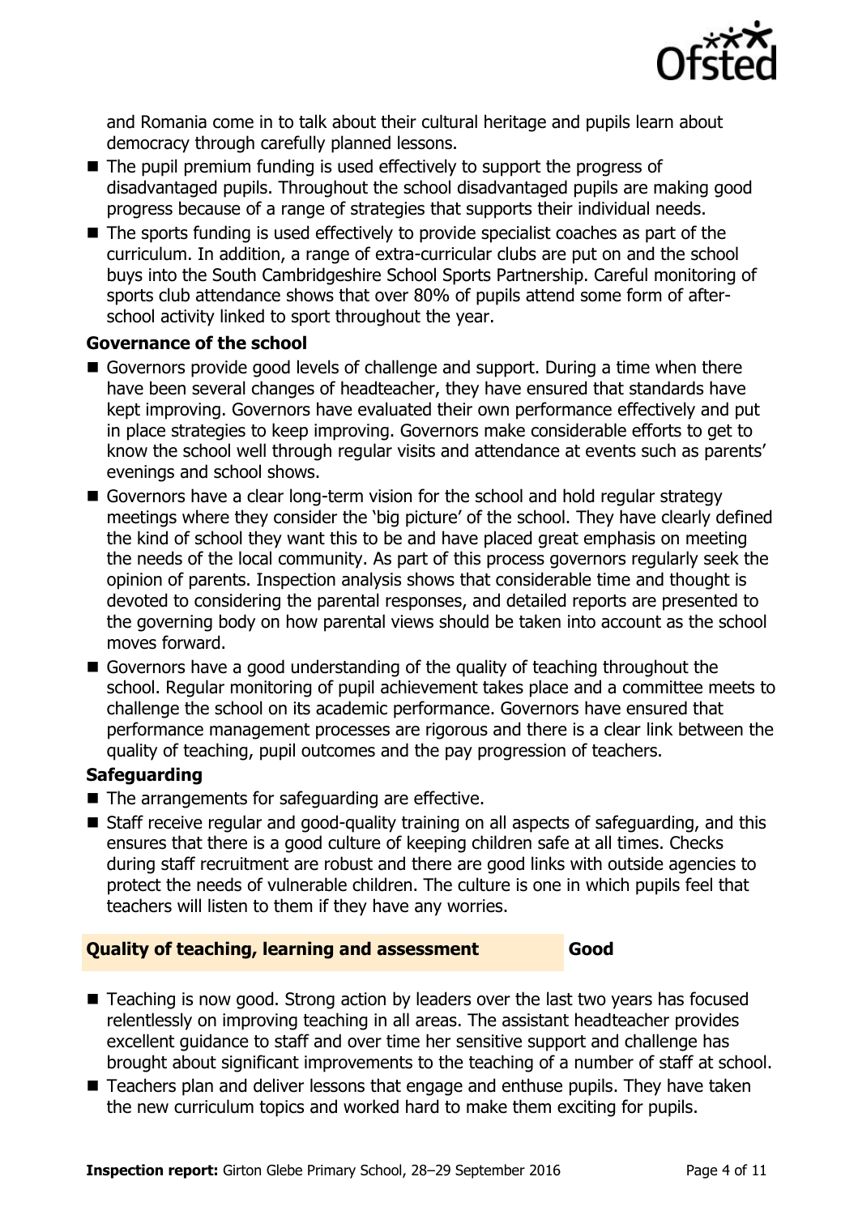and Romania come in to talk about their cultural heritage and pupils learn about democracy through carefully planned lessons.

- The pupil premium funding is used effectively to support the progress of disadvantaged pupils. Throughout the school disadvantaged pupils are making good progress because of a range of strategies that supports their individual needs.
- The sports funding is used effectively to provide specialist coaches as part of the curriculum. In addition, a range of extra-curricular clubs are put on and the school buys into the South Cambridgeshire School Sports Partnership. Careful monitoring of sports club attendance shows that over 80% of pupils attend some form of after-school activity linked to sport throughout the year.

### Governance of the school

- Governors provide good levels of challenge and support. During a time when there have been several changes of headteacher, they have ensured that standards have kept improving. Governors have evaluated their own performance effectively and put in place strategies to keep improving. Governors make considerable efforts to get to know the school well through regular visits and attendance at events such as parents' evenings and school shows.
- Governors have a clear long-term vision for the school and hold regular strategy meetings where they consider the 'big picture' of the school. They have clearly defined the kind of school they want this to be and have placed great emphasis on meeting the needs of the local community. As part of this process governors regularly seek the opinion of parents. Inspection analysis shows that considerable time and thought is devoted to considering the parental responses, and detailed reports are presented to the governing body on how parental views should be taken into account as the school moves forward.
- Governors have a good understanding of the quality of teaching throughout the school. Regular monitoring of pupil achievement takes place and a committee meets to challenge the school on its academic performance. Governors have ensured that performance management processes are rigorous and there is a clear link between the quality of teaching, pupil outcomes and the pay progression of teachers.

### Safeguarding

- The arrangements for safeguarding are effective.
- Staff receive regular and good-quality training on all aspects of safeguarding, and this ensures that there is a good culture of keeping children safe at all times. Checks during staff recruitment are robust and there are good links with outside agencies to protect the needs of vulnerable children. The culture is one in which pupils feel that teachers will listen to them if they have any worries.

## Quality of teaching, learning and assessment — Good

- Teaching is now good. Strong action by leaders over the last two years has focused relentlessly on improving teaching in all areas. The assistant headteacher provides excellent guidance to staff and over time her sensitive support and challenge has brought about significant improvements to the teaching of a number of staff at school.
- Teachers plan and deliver lessons that engage and enthuse pupils. They have taken the new curriculum topics and worked hard to make them exciting for pupils.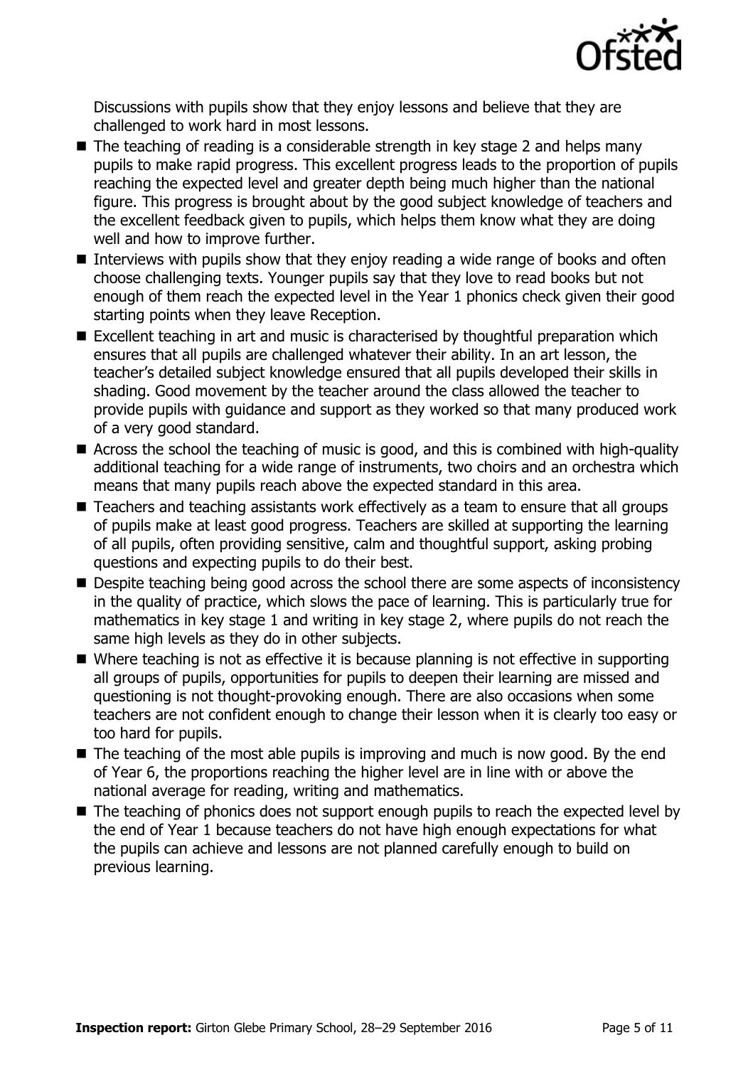Discussions with pupils show that they enjoy lessons and believe that they are challenged to work hard in most lessons.

- The teaching of reading is a considerable strength in key stage 2 and helps many pupils to make rapid progress. This excellent progress leads to the proportion of pupils reaching the expected level and greater depth being much higher than the national figure. This progress is brought about by the good subject knowledge of teachers and the excellent feedback given to pupils, which helps them know what they are doing well and how to improve further.
- Interviews with pupils show that they enjoy reading a wide range of books and often choose challenging texts. Younger pupils say that they love to read books but not enough of them reach the expected level in the Year 1 phonics check given their good starting points when they leave Reception.
- Excellent teaching in art and music is characterised by thoughtful preparation which ensures that all pupils are challenged whatever their ability. In an art lesson, the teacher's detailed subject knowledge ensured that all pupils developed their skills in shading. Good movement by the teacher around the class allowed the teacher to provide pupils with guidance and support as they worked so that many produced work of a very good standard.
- Across the school the teaching of music is good, and this is combined with high-quality additional teaching for a wide range of instruments, two choirs and an orchestra which means that many pupils reach above the expected standard in this area.
- Teachers and teaching assistants work effectively as a team to ensure that all groups of pupils make at least good progress. Teachers are skilled at supporting the learning of all pupils, often providing sensitive, calm and thoughtful support, asking probing questions and expecting pupils to do their best.
- Despite teaching being good across the school there are some aspects of inconsistency in the quality of practice, which slows the pace of learning. This is particularly true for mathematics in key stage 1 and writing in key stage 2, where pupils do not reach the same high levels as they do in other subjects.
- Where teaching is not as effective it is because planning is not effective in supporting all groups of pupils, opportunities for pupils to deepen their learning are missed and questioning is not thought-provoking enough. There are also occasions when some teachers are not confident enough to change their lesson when it is clearly too easy or too hard for pupils.
- The teaching of the most able pupils is improving and much is now good. By the end of Year 6, the proportions reaching the higher level are in line with or above the national average for reading, writing and mathematics.
- The teaching of phonics does not support enough pupils to reach the expected level by the end of Year 1 because teachers do not have high enough expectations for what the pupils can achieve and lessons are not planned carefully enough to build on previous learning.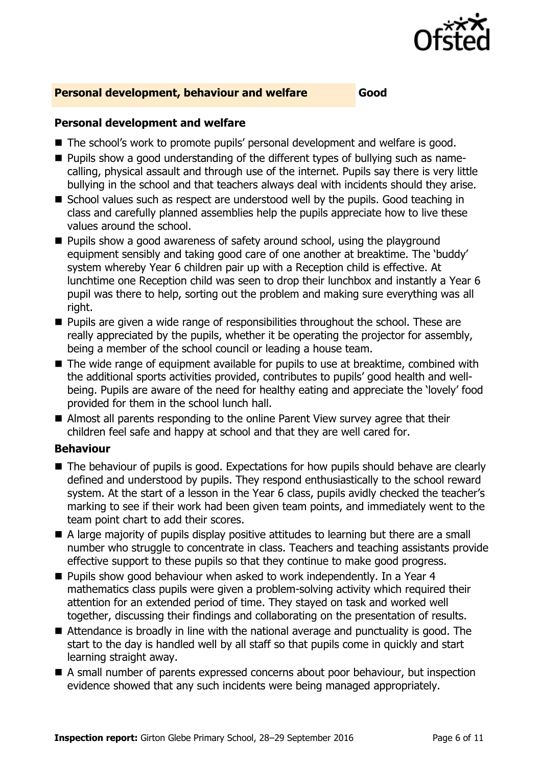## Personal development, behaviour and welfare **Good**

### Personal development and welfare

- The school's work to promote pupils' personal development and welfare is good.
- Pupils show a good understanding of the different types of bullying such as name-calling, physical assault and through use of the internet. Pupils say there is very little bullying in the school and that teachers always deal with incidents should they arise.
- School values such as respect are understood well by the pupils. Good teaching in class and carefully planned assemblies help the pupils appreciate how to live these values around the school.
- Pupils show a good awareness of safety around school, using the playground equipment sensibly and taking good care of one another at breaktime. The 'buddy' system whereby Year 6 children pair up with a Reception child is effective. At lunchtime one Reception child was seen to drop their lunchbox and instantly a Year 6 pupil was there to help, sorting out the problem and making sure everything was all right.
- Pupils are given a wide range of responsibilities throughout the school. These are really appreciated by the pupils, whether it be operating the projector for assembly, being a member of the school council or leading a house team.
- The wide range of equipment available for pupils to use at breaktime, combined with the additional sports activities provided, contributes to pupils' good health and well-being. Pupils are aware of the need for healthy eating and appreciate the 'lovely' food provided for them in the school lunch hall.
- Almost all parents responding to the online Parent View survey agree that their children feel safe and happy at school and that they are well cared for.

### Behaviour

- The behaviour of pupils is good. Expectations for how pupils should behave are clearly defined and understood by pupils. They respond enthusiastically to the school reward system. At the start of a lesson in the Year 6 class, pupils avidly checked the teacher's marking to see if their work had been given team points, and immediately went to the team point chart to add their scores.
- A large majority of pupils display positive attitudes to learning but there are a small number who struggle to concentrate in class. Teachers and teaching assistants provide effective support to these pupils so that they continue to make good progress.
- Pupils show good behaviour when asked to work independently. In a Year 4 mathematics class pupils were given a problem-solving activity which required their attention for an extended period of time. They stayed on task and worked well together, discussing their findings and collaborating on the presentation of results.
- Attendance is broadly in line with the national average and punctuality is good. The start to the day is handled well by all staff so that pupils come in quickly and start learning straight away.
- A small number of parents expressed concerns about poor behaviour, but inspection evidence showed that any such incidents were being managed appropriately.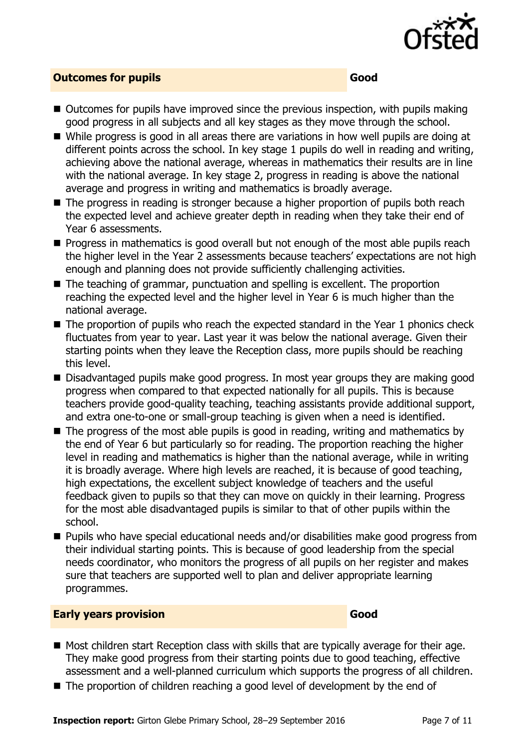## Outcomes for pupils — Good

- Outcomes for pupils have improved since the previous inspection, with pupils making good progress in all subjects and all key stages as they move through the school.
- While progress is good in all areas there are variations in how well pupils are doing at different points across the school. In key stage 1 pupils do well in reading and writing, achieving above the national average, whereas in mathematics their results are in line with the national average. In key stage 2, progress in reading is above the national average and progress in writing and mathematics is broadly average.
- The progress in reading is stronger because a higher proportion of pupils both reach the expected level and achieve greater depth in reading when they take their end of Year 6 assessments.
- Progress in mathematics is good overall but not enough of the most able pupils reach the higher level in the Year 2 assessments because teachers' expectations are not high enough and planning does not provide sufficiently challenging activities.
- The teaching of grammar, punctuation and spelling is excellent. The proportion reaching the expected level and the higher level in Year 6 is much higher than the national average.
- The proportion of pupils who reach the expected standard in the Year 1 phonics check fluctuates from year to year. Last year it was below the national average. Given their starting points when they leave the Reception class, more pupils should be reaching this level.
- Disadvantaged pupils make good progress. In most year groups they are making good progress when compared to that expected nationally for all pupils. This is because teachers provide good-quality teaching, teaching assistants provide additional support, and extra one-to-one or small-group teaching is given when a need is identified.
- The progress of the most able pupils is good in reading, writing and mathematics by the end of Year 6 but particularly so for reading. The proportion reaching the higher level in reading and mathematics is higher than the national average, while in writing it is broadly average. Where high levels are reached, it is because of good teaching, high expectations, the excellent subject knowledge of teachers and the useful feedback given to pupils so that they can move on quickly in their learning. Progress for the most able disadvantaged pupils is similar to that of other pupils within the school.
- Pupils who have special educational needs and/or disabilities make good progress from their individual starting points. This is because of good leadership from the special needs coordinator, who monitors the progress of all pupils on her register and makes sure that teachers are supported well to plan and deliver appropriate learning programmes.

## Early years provision — Good

- Most children start Reception class with skills that are typically average for their age. They make good progress from their starting points due to good teaching, effective assessment and a well-planned curriculum which supports the progress of all children.
- The proportion of children reaching a good level of development by the end of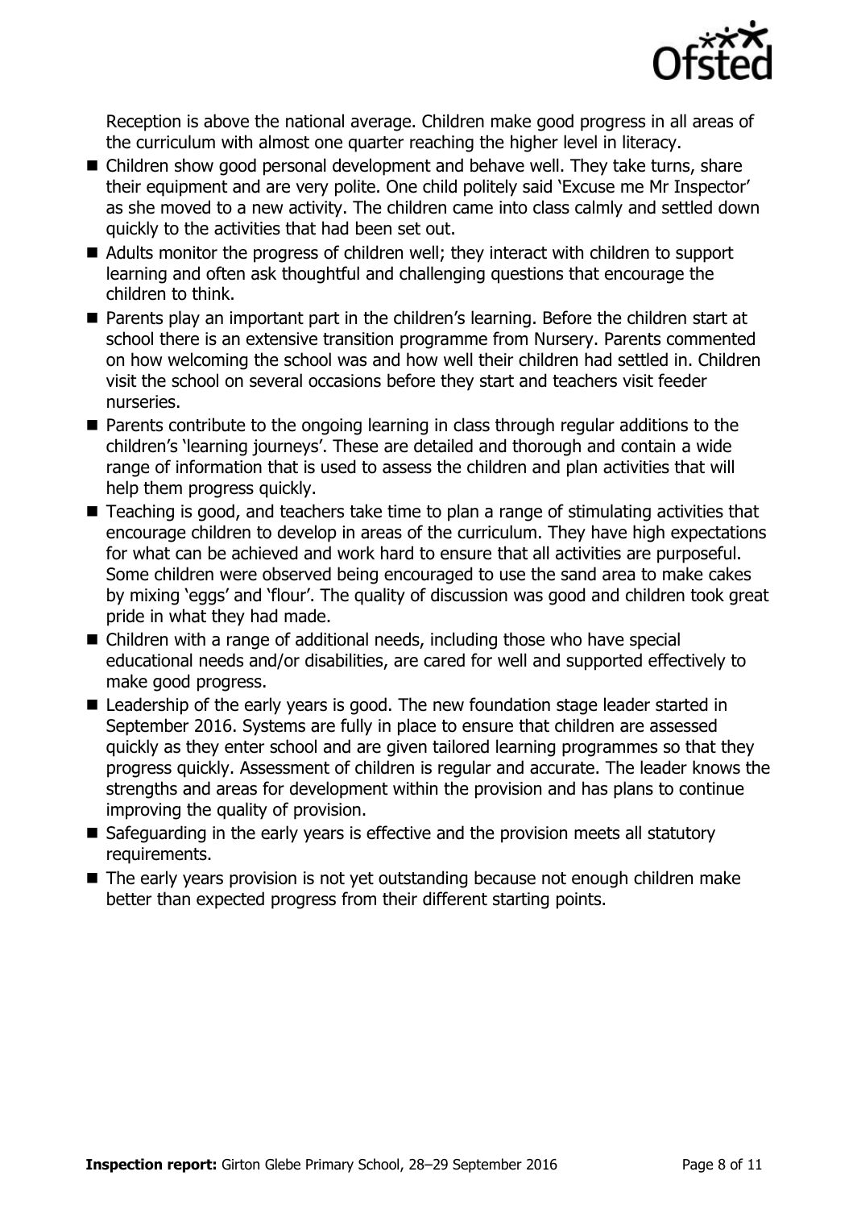Reception is above the national average. Children make good progress in all areas of the curriculum with almost one quarter reaching the higher level in literacy.

- Children show good personal development and behave well. They take turns, share their equipment and are very polite. One child politely said 'Excuse me Mr Inspector' as she moved to a new activity. The children came into class calmly and settled down quickly to the activities that had been set out.
- Adults monitor the progress of children well; they interact with children to support learning and often ask thoughtful and challenging questions that encourage the children to think.
- Parents play an important part in the children's learning. Before the children start at school there is an extensive transition programme from Nursery. Parents commented on how welcoming the school was and how well their children had settled in. Children visit the school on several occasions before they start and teachers visit feeder nurseries.
- Parents contribute to the ongoing learning in class through regular additions to the children's 'learning journeys'. These are detailed and thorough and contain a wide range of information that is used to assess the children and plan activities that will help them progress quickly.
- Teaching is good, and teachers take time to plan a range of stimulating activities that encourage children to develop in areas of the curriculum. They have high expectations for what can be achieved and work hard to ensure that all activities are purposeful. Some children were observed being encouraged to use the sand area to make cakes by mixing 'eggs' and 'flour'. The quality of discussion was good and children took great pride in what they had made.
- Children with a range of additional needs, including those who have special educational needs and/or disabilities, are cared for well and supported effectively to make good progress.
- Leadership of the early years is good. The new foundation stage leader started in September 2016. Systems are fully in place to ensure that children are assessed quickly as they enter school and are given tailored learning programmes so that they progress quickly. Assessment of children is regular and accurate. The leader knows the strengths and areas for development within the provision and has plans to continue improving the quality of provision.
- Safeguarding in the early years is effective and the provision meets all statutory requirements.
- The early years provision is not yet outstanding because not enough children make better than expected progress from their different starting points.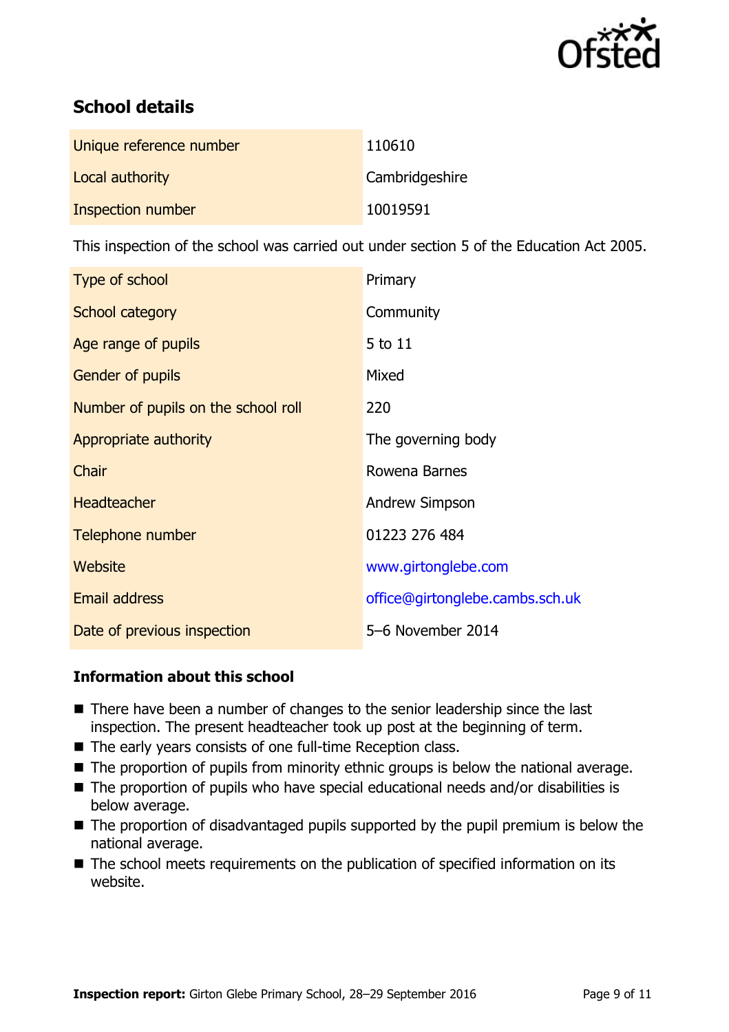## School details

| | |
|---|---|
| Unique reference number | 110610 |
| Local authority | Cambridgeshire |
| Inspection number | 10019591 |

This inspection of the school was carried out under section 5 of the Education Act 2005.

| | |
|---|---|
| Type of school | Primary |
| School category | Community |
| Age range of pupils | 5 to 11 |
| Gender of pupils | Mixed |
| Number of pupils on the school roll | 220 |
| Appropriate authority | The governing body |
| Chair | Rowena Barnes |
| Headteacher | Andrew Simpson |
| Telephone number | 01223 276 484 |
| Website | www.girtonglebe.com |
| Email address | office@girtonglebe.cambs.sch.uk |
| Date of previous inspection | 5–6 November 2014 |

### Information about this school

- There have been a number of changes to the senior leadership since the last inspection. The present headteacher took up post at the beginning of term.
- The early years consists of one full-time Reception class.
- The proportion of pupils from minority ethnic groups is below the national average.
- The proportion of pupils who have special educational needs and/or disabilities is below average.
- The proportion of disadvantaged pupils supported by the pupil premium is below the national average.
- The school meets requirements on the publication of specified information on its website.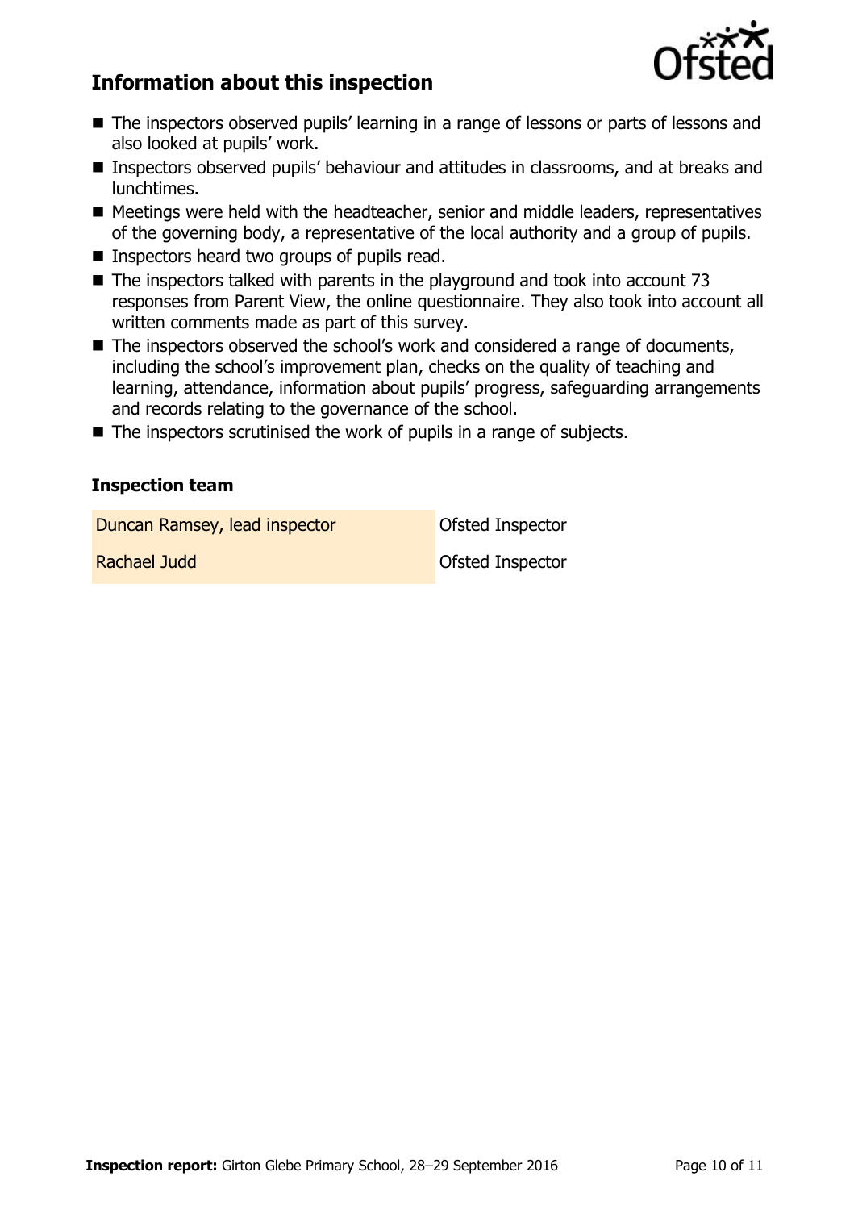## Information about this inspection

- The inspectors observed pupils' learning in a range of lessons or parts of lessons and also looked at pupils' work.
- Inspectors observed pupils' behaviour and attitudes in classrooms, and at breaks and lunchtimes.
- Meetings were held with the headteacher, senior and middle leaders, representatives of the governing body, a representative of the local authority and a group of pupils.
- Inspectors heard two groups of pupils read.
- The inspectors talked with parents in the playground and took into account 73 responses from Parent View, the online questionnaire. They also took into account all written comments made as part of this survey.
- The inspectors observed the school's work and considered a range of documents, including the school's improvement plan, checks on the quality of teaching and learning, attendance, information about pupils' progress, safeguarding arrangements and records relating to the governance of the school.
- The inspectors scrutinised the work of pupils in a range of subjects.

### Inspection team

| | |
|---|---|
| Duncan Ramsey, lead inspector | Ofsted Inspector |
| Rachael Judd | Ofsted Inspector |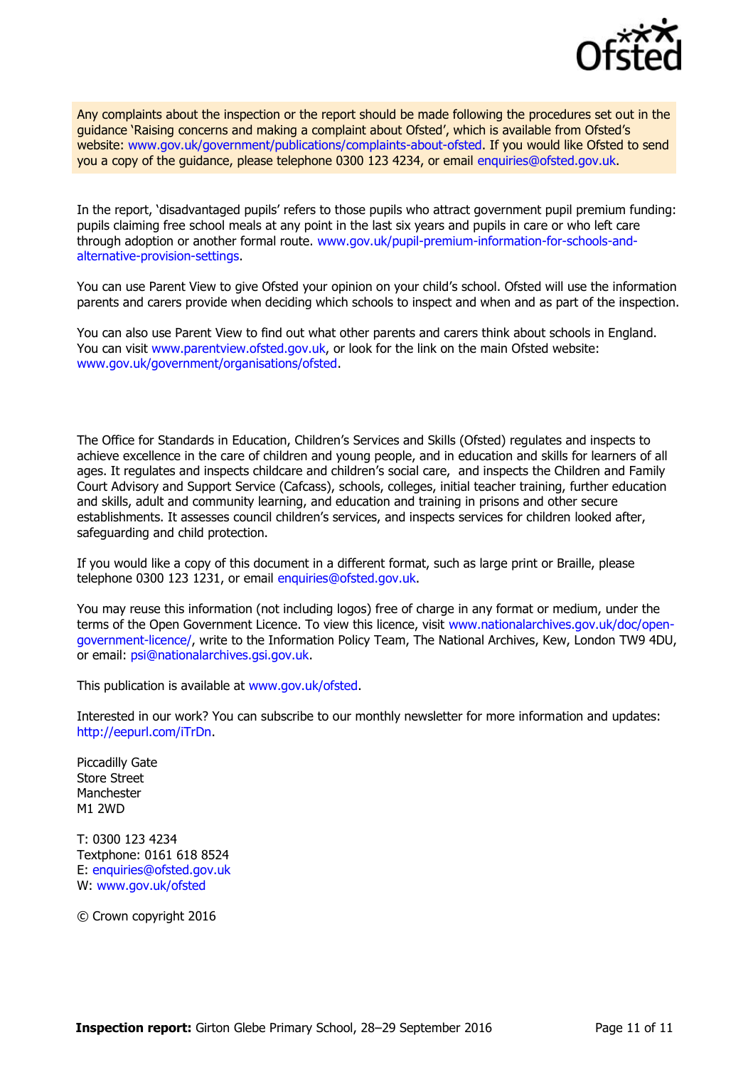Any complaints about the inspection or the report should be made following the procedures set out in the guidance 'Raising concerns and making a complaint about Ofsted', which is available from Ofsted's website: www.gov.uk/government/publications/complaints-about-ofsted. If you would like Ofsted to send you a copy of the guidance, please telephone 0300 123 4234, or email enquiries@ofsted.gov.uk.

In the report, 'disadvantaged pupils' refers to those pupils who attract government pupil premium funding: pupils claiming free school meals at any point in the last six years and pupils in care or who left care through adoption or another formal route. www.gov.uk/pupil-premium-information-for-schools-and-alternative-provision-settings.

You can use Parent View to give Ofsted your opinion on your child's school. Ofsted will use the information parents and carers provide when deciding which schools to inspect and when and as part of the inspection.

You can also use Parent View to find out what other parents and carers think about schools in England. You can visit www.parentview.ofsted.gov.uk, or look for the link on the main Ofsted website: www.gov.uk/government/organisations/ofsted.

The Office for Standards in Education, Children's Services and Skills (Ofsted) regulates and inspects to achieve excellence in the care of children and young people, and in education and skills for learners of all ages. It regulates and inspects childcare and children's social care, and inspects the Children and Family Court Advisory and Support Service (Cafcass), schools, colleges, initial teacher training, further education and skills, adult and community learning, and education and training in prisons and other secure establishments. It assesses council children's services, and inspects services for children looked after, safeguarding and child protection.

If you would like a copy of this document in a different format, such as large print or Braille, please telephone 0300 123 1231, or email enquiries@ofsted.gov.uk.

You may reuse this information (not including logos) free of charge in any format or medium, under the terms of the Open Government Licence. To view this licence, visit www.nationalarchives.gov.uk/doc/open-government-licence/, write to the Information Policy Team, The National Archives, Kew, London TW9 4DU, or email: psi@nationalarchives.gsi.gov.uk.

This publication is available at www.gov.uk/ofsted.

Interested in our work? You can subscribe to our monthly newsletter for more information and updates: http://eepurl.com/iTrDn.

Piccadilly Gate
Store Street
Manchester
M1 2WD

T: 0300 123 4234
Textphone: 0161 618 8524
E: enquiries@ofsted.gov.uk
W: www.gov.uk/ofsted

© Crown copyright 2016